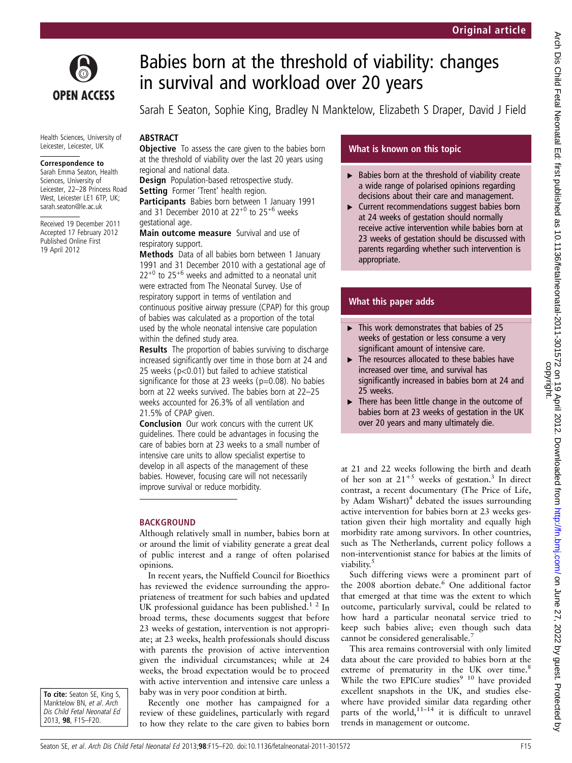# Babies born at the threshold of viability: changes in survival and workload over 20 years

Sarah E Seaton, Sophie King, Bradley N Manktelow, Elizabeth S Draper, David J Field

Health Sciences, University of Leicester, Leicester, UK

**Correspondence to**
Sarah Emma Seaton, Health Sciences, University of Leicester, 22–28 Princess Road West, Leicester LE1 6TP, UK; sarah.seaton@le.ac.uk

Received 19 December 2011
Accepted 17 February 2012
Published Online First 19 April 2012

## ABSTRACT

**Objective** To assess the care given to the babies born at the threshold of viability over the last 20 years using regional and national data.

**Design** Population-based retrospective study.

**Setting** Former 'Trent' health region.

**Participants** Babies born between 1 January 1991 and 31 December 2010 at $22^{+0}$ to $25^{+6}$ weeks gestational age.

**Main outcome measure** Survival and use of respiratory support.

**Methods** Data of all babies born between 1 January 1991 and 31 December 2010 with a gestational age of $22^{+0}$ to $25^{+6}$ weeks and admitted to a neonatal unit were extracted from The Neonatal Survey. Use of respiratory support in terms of ventilation and continuous positive airway pressure (CPAP) for this group of babies was calculated as a proportion of the total used by the whole neonatal intensive care population within the defined study area.

**Results** The proportion of babies surviving to discharge increased significantly over time in those born at 24 and 25 weeks ($p<0.01$) but failed to achieve statistical significance for those at 23 weeks ($p=0.08$). No babies born at 22 weeks survived. The babies born at 22–25 weeks accounted for 26.3% of all ventilation and 21.5% of CPAP given.

**Conclusion** Our work concurs with the current UK guidelines. There could be advantages in focusing the care of babies born at 23 weeks to a small number of intensive care units to allow specialist expertise to develop in all aspects of the management of these babies. However, focusing care will not necessarily improve survival or reduce morbidity.

## What is known on this topic

- Babies born at the threshold of viability create a wide range of polarised opinions regarding decisions about their care and management.
- Current recommendations suggest babies born at 24 weeks of gestation should normally receive active intervention while babies born at 23 weeks of gestation should be discussed with parents regarding whether such intervention is appropriate.

## What this paper adds

- This work demonstrates that babies of 25 weeks of gestation or less consume a very significant amount of intensive care.
- The resources allocated to these babies have increased over time, and survival has significantly increased in babies born at 24 and 25 weeks.
- There has been little change in the outcome of babies born at 23 weeks of gestation in the UK over 20 years and many ultimately die.

## BACKGROUND

Although relatively small in number, babies born at or around the limit of viability generate a great deal of public interest and a range of often polarised opinions.

In recent years, the Nuffield Council for Bioethics has reviewed the evidence surrounding the appropriateness of treatment for such babies and updated UK professional guidance has been published.[1 2] In broad terms, these documents suggest that before 23 weeks of gestation, intervention is not appropriate; at 23 weeks, health professionals should discuss with parents the provision of active intervention given the individual circumstances; while at 24 weeks, the broad expectation would be to proceed with active intervention and intensive care unless a baby was in very poor condition at birth.

Recently one mother has campaigned for a review of these guidelines, particularly with regard to how they relate to the care given to babies born at 21 and 22 weeks following the birth and death of her son at $21^{+5}$ weeks of gestation.[3] In direct contrast, a recent documentary (The Price of Life, by Adam Wishart)[4] debated the issues surrounding active intervention for babies born at 23 weeks gestation given their high mortality and equally high morbidity rate among survivors. In other countries, such as The Netherlands, current policy follows a non-interventionist stance for babies at the limits of viability.[5]

Such differing views were a prominent part of the 2008 abortion debate.[6] One additional factor that emerged at that time was the extent to which outcome, particularly survival, could be related to how hard a particular neonatal service tried to keep such babies alive; even though such data cannot be considered generalisable.[7]

This area remains controversial with only limited data about the care provided to babies born at the extreme of prematurity in the UK over time.[8] While the two EPICure studies[9 10] have provided excellent snapshots in the UK, and studies elsewhere have provided similar data regarding other parts of the world,[11–14] it is difficult to unravel trends in management or outcome.

To cite: Seaton SE, King S, Manktelow BN, et al. Arch Dis Child Fetal Neonatal Ed 2013, 98, F15–F20.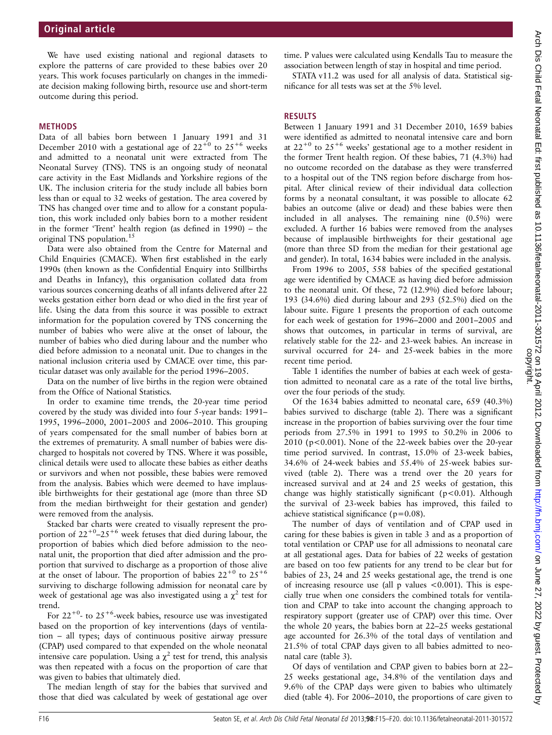We have used existing national and regional datasets to explore the patterns of care provided to these babies over 20 years. This work focuses particularly on changes in the immediate decision making following birth, resource use and short-term outcome during this period.

## METHODS

Data of all babies born between 1 January 1991 and 31 December 2010 with a gestational age of $22^{+0}$ to $25^{+6}$ weeks and admitted to a neonatal unit were extracted from The Neonatal Survey (TNS). TNS is an ongoing study of neonatal care activity in the East Midlands and Yorkshire regions of the UK. The inclusion criteria for the study include all babies born less than or equal to 32 weeks of gestation. The area covered by TNS has changed over time and to allow for a constant population, this work included only babies born to a mother resident in the former 'Trent' health region (as defined in 1990) – the original TNS population.[15]

Data were also obtained from the Centre for Maternal and Child Enquiries (CMACE). When first established in the early 1990s (then known as the Confidential Enquiry into Stillbirths and Deaths in Infancy), this organisation collated data from various sources concerning deaths of all infants delivered after 22 weeks gestation either born dead or who died in the first year of life. Using the data from this source it was possible to extract information for the population covered by TNS concerning the number of babies who were alive at the onset of labour, the number of babies who died during labour and the number who died before admission to a neonatal unit. Due to changes in the national inclusion criteria used by CMACE over time, this particular dataset was only available for the period 1996–2005.

Data on the number of live births in the region were obtained from the Office of National Statistics.

In order to examine time trends, the 20-year time period covered by the study was divided into four 5-year bands: 1991–1995, 1996–2000, 2001–2005 and 2006–2010. This grouping of years compensated for the small number of babies born at the extremes of prematurity. A small number of babies were discharged to hospitals not covered by TNS. Where it was possible, clinical details were used to allocate these babies as either deaths or survivors and when not possible, these babies were removed from the analysis. Babies which were deemed to have implausible birthweights for their gestational age (more than three SD from the median birthweight for their gestation and gender) were removed from the analysis.

Stacked bar charts were created to visually represent the proportion of $22^{+0}$–$25^{+6}$ week fetuses that died during labour, the proportion of babies which died before admission to the neonatal unit, the proportion that died after admission and the proportion that survived to discharge as a proportion of those alive at the onset of labour. The proportion of babies $22^{+0}$ to $25^{+6}$ surviving to discharge following admission for neonatal care by week of gestational age was also investigated using a $\chi^2$ test for trend.

For $22^{+0}$- to $25^{+6}$-week babies, resource use was investigated based on the proportion of key interventions (days of ventilation – all types; days of continuous positive airway pressure (CPAP) used compared to that expended on the whole neonatal intensive care population. Using a $\chi^2$ test for trend, this analysis was then repeated with a focus on the proportion of care that was given to babies that ultimately died.

The median length of stay for the babies that survived and those that died was calculated by week of gestational age over time. P values were calculated using Kendalls Tau to measure the association between length of stay in hospital and time period.

STATA v11.2 was used for all analysis of data. Statistical significance for all tests was set at the 5% level.

## RESULTS

Between 1 January 1991 and 31 December 2010, 1659 babies were identified as admitted to neonatal intensive care and born at $22^{+0}$ to $25^{+6}$ weeks' gestational age to a mother resident in the former Trent health region. Of these babies, 71 (4.3%) had no outcome recorded on the database as they were transferred to a hospital out of the TNS region before discharge from hospital. After clinical review of their individual data collection forms by a neonatal consultant, it was possible to allocate 62 babies an outcome (alive or dead) and these babies were then included in all analyses. The remaining nine (0.5%) were excluded. A further 16 babies were removed from the analyses because of implausible birthweights for their gestational age (more than three SD from the median for their gestational age and gender). In total, 1634 babies were included in the analysis.

From 1996 to 2005, 558 babies of the specified gestational age were identified by CMACE as having died before admission to the neonatal unit. Of these, 72 (12.9%) died before labour; 193 (34.6%) died during labour and 293 (52.5%) died on the labour suite. Figure 1 presents the proportion of each outcome for each week of gestation for 1996–2000 and 2001–2005 and shows that outcomes, in particular in terms of survival, are relatively stable for the 22- and 23-week babies. An increase in survival occurred for 24- and 25-week babies in the more recent time period.

Table 1 identifies the number of babies at each week of gestation admitted to neonatal care as a rate of the total live births, over the four periods of the study.

Of the 1634 babies admitted to neonatal care, 659 (40.3%) babies survived to discharge (table 2). There was a significant increase in the proportion of babies surviving over the four time periods from 27.5% in 1991 to 1995 to 50.2% in 2006 to 2010 ($p<0.001$). None of the 22-week babies over the 20-year time period survived. In contrast, 15.0% of 23-week babies, 34.6% of 24-week babies and 55.4% of 25-week babies survived (table 2). There was a trend over the 20 years for increased survival and at 24 and 25 weeks of gestation, this change was highly statistically significant ($p<0.01$). Although the survival of 23-week babies has improved, this failed to achieve statistical significance ($p=0.08$).

The number of days of ventilation and of CPAP used in caring for these babies is given in table 3 and as a proportion of total ventilation or CPAP use for all admissions to neonatal care at all gestational ages. Data for babies of 22 weeks of gestation are based on too few patients for any trend to be clear but for babies of 23, 24 and 25 weeks gestational age, the trend is one of increasing resource use (all p values $<0.001$). This is especially true when one considers the combined totals for ventilation and CPAP to take into account the changing approach to respiratory support (greater use of CPAP) over this time. Over the whole 20 years, the babies born at 22–25 weeks gestational age accounted for 26.3% of the total days of ventilation and 21.5% of total CPAP days given to all babies admitted to neonatal care (table 3).

Of days of ventilation and CPAP given to babies born at 22–25 weeks gestational age, 34.8% of the ventilation days and 9.6% of the CPAP days were given to babies who ultimately died (table 4). For 2006–2010, the proportions of care given to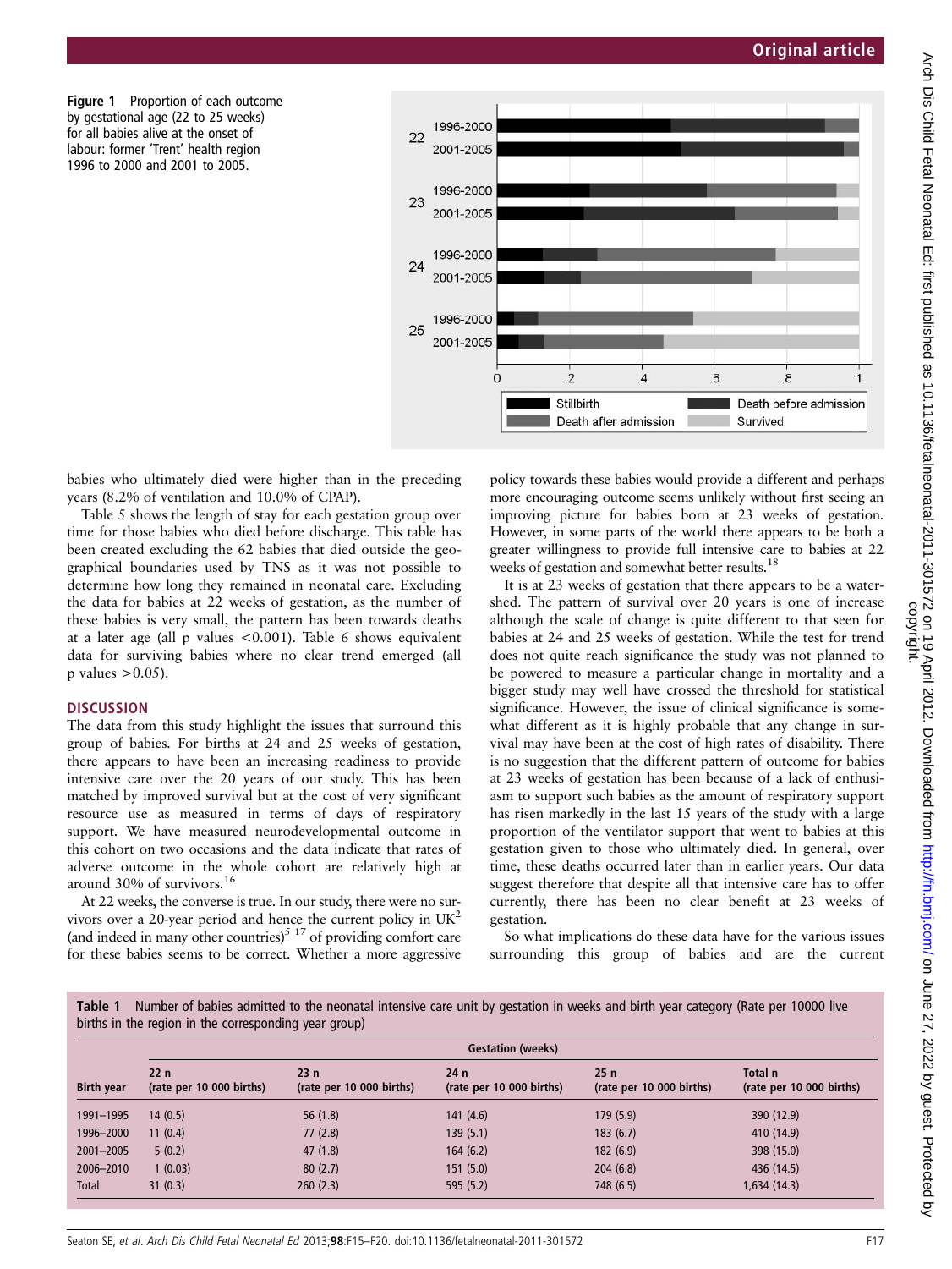Figure 1 Proportion of each outcome by gestational age (22 to 25 weeks) for all babies alive at the onset of labour: former 'Trent' health region 1996 to 2000 and 2001 to 2005.

babies who ultimately died were higher than in the preceding years (8.2% of ventilation and 10.0% of CPAP).

Table 5 shows the length of stay for each gestation group over time for those babies who died before discharge. This table has been created excluding the 62 babies that died outside the geographical boundaries used by TNS as it was not possible to determine how long they remained in neonatal care. Excluding the data for babies at 22 weeks of gestation, as the number of these babies is very small, the pattern has been towards deaths at a later age (all p values <0.001). Table 6 shows equivalent data for surviving babies where no clear trend emerged (all p values >0.05).

## DISCUSSION

The data from this study highlight the issues that surround this group of babies. For births at 24 and 25 weeks of gestation, there appears to have been an increasing readiness to provide intensive care over the 20 years of our study. This has been matched by improved survival but at the cost of very significant resource use as measured in terms of days of respiratory support. We have measured neurodevelopmental outcome in this cohort on two occasions and the data indicate that rates of adverse outcome in the whole cohort are relatively high at around 30% of survivors.[16]

At 22 weeks, the converse is true. In our study, there were no survivors over a 20-year period and hence the current policy in UK[2] (and indeed in many other countries)[5 17] of providing comfort care for these babies seems to be correct. Whether a more aggressive policy towards these babies would provide a different and perhaps more encouraging outcome seems unlikely without first seeing an improving picture for babies born at 23 weeks of gestation. However, in some parts of the world there appears to be both a greater willingness to provide full intensive care to babies at 22 weeks of gestation and somewhat better results.[18]

It is at 23 weeks of gestation that there appears to be a watershed. The pattern of survival over 20 years is one of increase although the scale of change is quite different to that seen for babies at 24 and 25 weeks of gestation. While the test for trend does not quite reach significance the study was not planned to be powered to measure a particular change in mortality and a bigger study may well have crossed the threshold for statistical significance. However, the issue of clinical significance is somewhat different as it is highly probable that any change in survival may have been at the cost of high rates of disability. There is no suggestion that the different pattern of outcome for babies at 23 weeks of gestation has been because of a lack of enthusiasm to support such babies as the amount of respiratory support has risen markedly in the last 15 years of the study with a large proportion of the ventilator support that went to babies at this gestation given to those who ultimately died. In general, over time, these deaths occurred later than in earlier years. Our data suggest therefore that despite all that intensive care has to offer currently, there has been no clear benefit at 23 weeks of gestation.

So what implications do these data have for the various issues surrounding this group of babies and are the current

**Table 1** Number of babies admitted to the neonatal intensive care unit by gestation in weeks and birth year category (Rate per 10000 live births in the region in the corresponding year group)

| | Gestation (weeks) | | | | |
|---|---|---|---|---|---|
| Birth year | 22 n (rate per 10 000 births) | 23 n (rate per 10 000 births) | 24 n (rate per 10 000 births) | 25 n (rate per 10 000 births) | Total n (rate per 10 000 births) |
| 1991–1995 | 14 (0.5) | 56 (1.8) | 141 (4.6) | 179 (5.9) | 390 (12.9) |
| 1996–2000 | 11 (0.4) | 77 (2.8) | 139 (5.1) | 183 (6.7) | 410 (14.9) |
| 2001–2005 | 5 (0.2) | 47 (1.8) | 164 (6.2) | 182 (6.9) | 398 (15.0) |
| 2006–2010 | 1 (0.03) | 80 (2.7) | 151 (5.0) | 204 (6.8) | 436 (14.5) |
| Total | 31 (0.3) | 260 (2.3) | 595 (5.2) | 748 (6.5) | 1,634 (14.3) |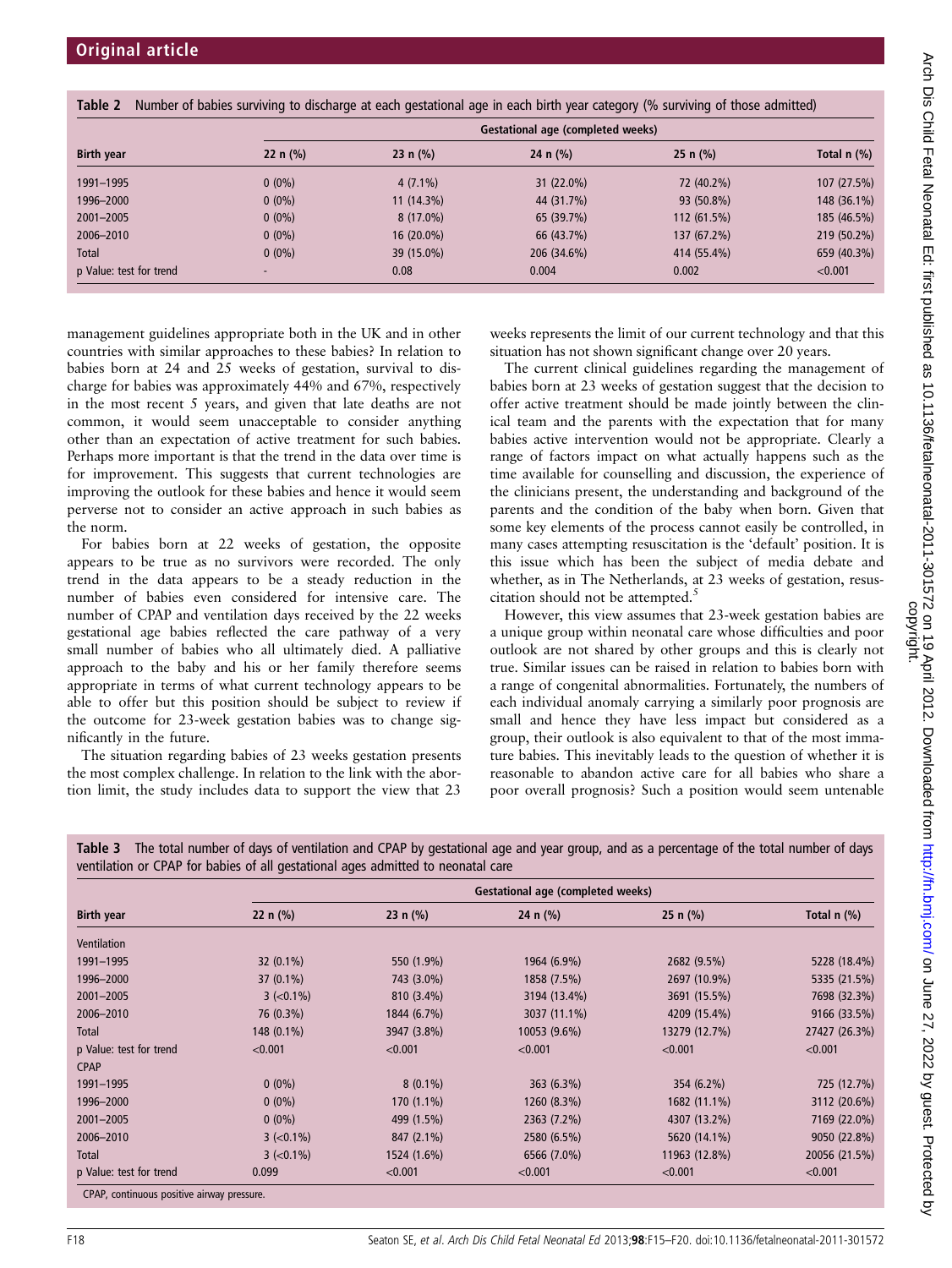Table 2 Number of babies surviving to discharge at each gestational age in each birth year category (% surviving of those admitted)

| Birth year | Gestational age (completed weeks) | | | | |
|---|---|---|---|---|---|
| | 22 n (%) | 23 n (%) | 24 n (%) | 25 n (%) | Total n (%) |
| 1991–1995 | 0 (0%) | 4 (7.1%) | 31 (22.0%) | 72 (40.2%) | 107 (27.5%) |
| 1996–2000 | 0 (0%) | 11 (14.3%) | 44 (31.7%) | 93 (50.8%) | 148 (36.1%) |
| 2001–2005 | 0 (0%) | 8 (17.0%) | 65 (39.7%) | 112 (61.5%) | 185 (46.5%) |
| 2006–2010 | 0 (0%) | 16 (20.0%) | 66 (43.7%) | 137 (67.2%) | 219 (50.2%) |
| Total | 0 (0%) | 39 (15.0%) | 206 (34.6%) | 414 (55.4%) | 659 (40.3%) |
| p Value: test for trend | - | 0.08 | 0.004 | 0.002 | <0.001 |

management guidelines appropriate both in the UK and in other countries with similar approaches to these babies? In relation to babies born at 24 and 25 weeks of gestation, survival to discharge for babies was approximately 44% and 67%, respectively in the most recent 5 years, and given that late deaths are not common, it would seem unacceptable to consider anything other than an expectation of active treatment for such babies. Perhaps more important is that the trend in the data over time is for improvement. This suggests that current technologies are improving the outlook for these babies and hence it would seem perverse not to consider an active approach in such babies as the norm.

For babies born at 22 weeks of gestation, the opposite appears to be true as no survivors were recorded. The only trend in the data appears to be a steady reduction in the number of babies even considered for intensive care. The number of CPAP and ventilation days received by the 22 weeks gestational age babies reflected the care pathway of a very small number of babies who all ultimately died. A palliative approach to the baby and his or her family therefore seems appropriate in terms of what current technology appears to be able to offer but this position should be subject to review if the outcome for 23-week gestation babies was to change significantly in the future.

The situation regarding babies of 23 weeks gestation presents the most complex challenge. In relation to the link with the abortion limit, the study includes data to support the view that 23 weeks represents the limit of our current technology and that this situation has not shown significant change over 20 years.

The current clinical guidelines regarding the management of babies born at 23 weeks of gestation suggest that the decision to offer active treatment should be made jointly between the clinical team and the parents with the expectation that for many babies active intervention would not be appropriate. Clearly a range of factors impact on what actually happens such as the time available for counselling and discussion, the experience of the clinicians present, the understanding and background of the parents and the condition of the baby when born. Given that some key elements of the process cannot easily be controlled, in many cases attempting resuscitation is the 'default' position. It is this issue which has been the subject of media debate and whether, as in The Netherlands, at 23 weeks of gestation, resuscitation should not be attempted.[5]

However, this view assumes that 23-week gestation babies are a unique group within neonatal care whose difficulties and poor outlook are not shared by other groups and this is clearly not true. Similar issues can be raised in relation to babies born with a range of congenital abnormalities. Fortunately, the numbers of each individual anomaly carrying a similarly poor prognosis are small and hence they have less impact but considered as a group, their outlook is also equivalent to that of the most immature babies. This inevitably leads to the question of whether it is reasonable to abandon active care for all babies who share a poor overall prognosis? Such a position would seem untenable

Table 3 The total number of days of ventilation and CPAP by gestational age and year group, and as a percentage of the total number of days ventilation or CPAP for babies of all gestational ages admitted to neonatal care

| Birth year | Gestational age (completed weeks) | | | | |
|---|---|---|---|---|---|
| | 22 n (%) | 23 n (%) | 24 n (%) | 25 n (%) | Total n (%) |
| Ventilation | | | | | |
| 1991–1995 | 32 (0.1%) | 550 (1.9%) | 1964 (6.9%) | 2682 (9.5%) | 5228 (18.4%) |
| 1996–2000 | 37 (0.1%) | 743 (3.0%) | 1858 (7.5%) | 2697 (10.9%) | 5335 (21.5%) |
| 2001–2005 | 3 (<0.1%) | 810 (3.4%) | 3194 (13.4%) | 3691 (15.5%) | 7698 (32.3%) |
| 2006–2010 | 76 (0.3%) | 1844 (6.7%) | 3037 (11.1%) | 4209 (15.4%) | 9166 (33.5%) |
| Total | 148 (0.1%) | 3947 (3.8%) | 10053 (9.6%) | 13279 (12.7%) | 27427 (26.3%) |
| p Value: test for trend | <0.001 | <0.001 | <0.001 | <0.001 | <0.001 |
| CPAP | | | | | |
| 1991–1995 | 0 (0%) | 8 (0.1%) | 363 (6.3%) | 354 (6.2%) | 725 (12.7%) |
| 1996–2000 | 0 (0%) | 170 (1.1%) | 1260 (8.3%) | 1682 (11.1%) | 3112 (20.6%) |
| 2001–2005 | 0 (0%) | 499 (1.5%) | 2363 (7.2%) | 4307 (13.2%) | 7169 (22.0%) |
| 2006–2010 | 3 (<0.1%) | 847 (2.1%) | 2580 (6.5%) | 5620 (14.1%) | 9050 (22.8%) |
| Total | 3 (<0.1%) | 1524 (1.6%) | 6566 (7.0%) | 11963 (12.8%) | 20056 (21.5%) |
| p Value: test for trend | 0.099 | <0.001 | <0.001 | <0.001 | <0.001 |

CPAP, continuous positive airway pressure.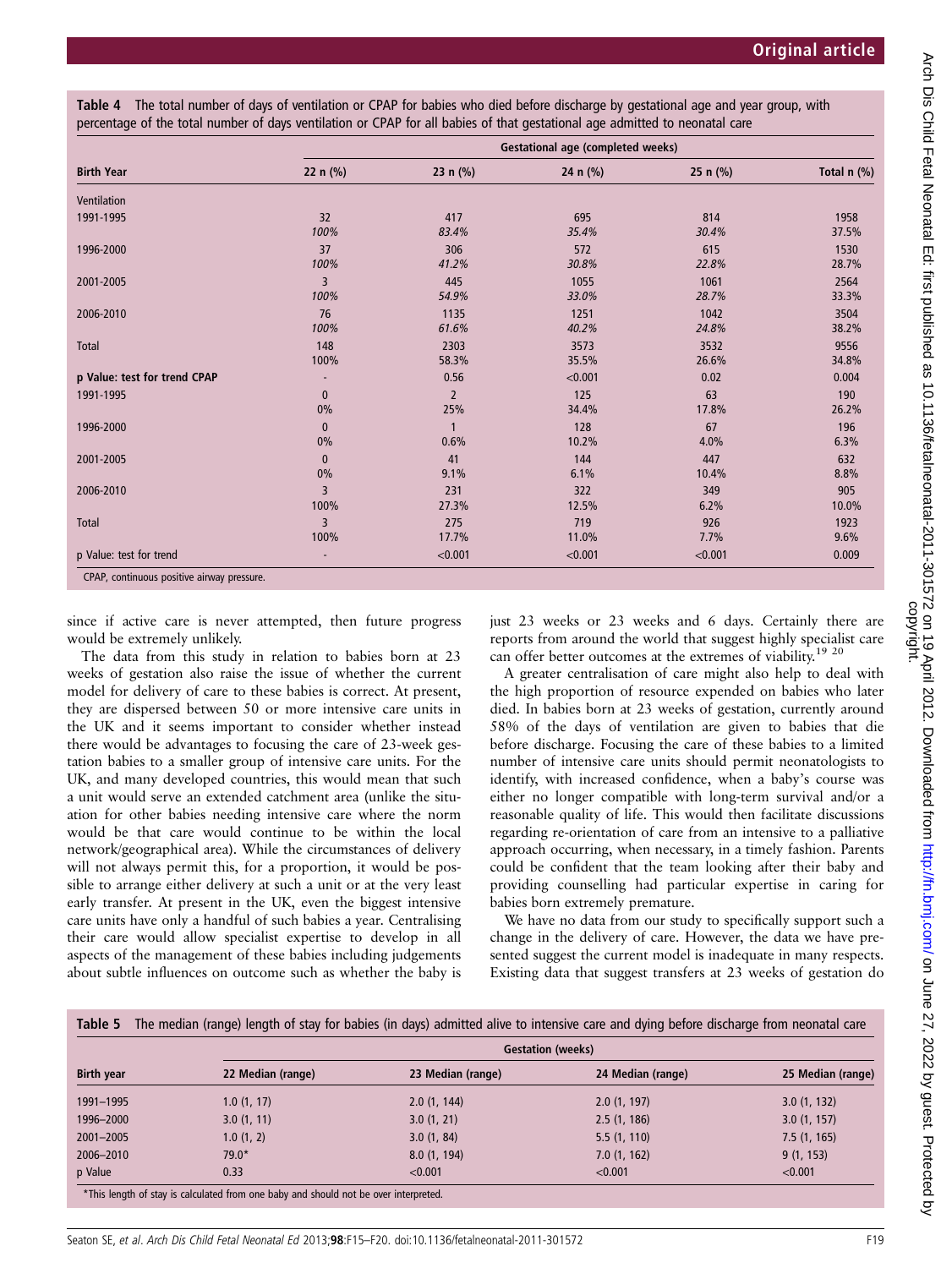**Table 4** The total number of days of ventilation or CPAP for babies who died before discharge by gestational age and year group, with percentage of the total number of days ventilation or CPAP for all babies of that gestational age admitted to neonatal care

| Birth Year | Gestational age (completed weeks) | | | | |
|---|---|---|---|---|---|
| | 22 n (%) | 23 n (%) | 24 n (%) | 25 n (%) | Total n (%) |
| Ventilation | | | | | |
| 1991-1995 | 32<br>*100%* | 417<br>*83.4%* | 695<br>*35.4%* | 814<br>*30.4%* | 1958<br>37.5% |
| 1996-2000 | 37<br>*100%* | 306<br>*41.2%* | 572<br>*30.8%* | 615<br>*22.8%* | 1530<br>28.7% |
| 2001-2005 | 3<br>*100%* | 445<br>*54.9%* | 1055<br>*33.0%* | 1061<br>*28.7%* | 2564<br>33.3% |
| 2006-2010 | 76<br>*100%* | 1135<br>*61.6%* | 1251<br>*40.2%* | 1042<br>*24.8%* | 3504<br>38.2% |
| Total | 148<br>100% | 2303<br>58.3% | 3573<br>35.5% | 3532<br>26.6% | 9556<br>34.8% |
| p Value: test for trend CPAP | - | 0.56 | <0.001 | 0.02 | 0.004 |
| 1991-1995 | 0<br>0% | 2<br>25% | 125<br>34.4% | 63<br>17.8% | 190<br>26.2% |
| 1996-2000 | 0<br>0% | 1<br>0.6% | 128<br>10.2% | 67<br>4.0% | 196<br>6.3% |
| 2001-2005 | 0<br>0% | 41<br>9.1% | 144<br>6.1% | 447<br>10.4% | 632<br>8.8% |
| 2006-2010 | 3<br>100% | 231<br>27.3% | 322<br>12.5% | 349<br>6.2% | 905<br>10.0% |
| Total | 3<br>100% | 275<br>17.7% | 719<br>11.0% | 926<br>7.7% | 1923<br>9.6% |
| p Value: test for trend | - | <0.001 | <0.001 | <0.001 | 0.009 |

CPAP, continuous positive airway pressure.

since if active care is never attempted, then future progress would be extremely unlikely.

The data from this study in relation to babies born at 23 weeks of gestation also raise the issue of whether the current model for delivery of care to these babies is correct. At present, they are dispersed between 50 or more intensive care units in the UK and it seems important to consider whether instead there would be advantages to focusing the care of 23-week gestation babies to a smaller group of intensive care units. For the UK, and many developed countries, this would mean that such a unit would serve an extended catchment area (unlike the situation for other babies needing intensive care where the norm would be that care would continue to be within the local network/geographical area). While the circumstances of delivery will not always permit this, for a proportion, it would be possible to arrange either delivery at such a unit or at the very least early transfer. At present in the UK, even the biggest intensive care units have only a handful of such babies a year. Centralising their care would allow specialist expertise to develop in all aspects of the management of these babies including judgements about subtle influences on outcome such as whether the baby is just 23 weeks or 23 weeks and 6 days. Certainly there are reports from around the world that suggest highly specialist care can offer better outcomes at the extremes of viability.[19 20]

A greater centralisation of care might also help to deal with the high proportion of resource expended on babies who later died. In babies born at 23 weeks of gestation, currently around 58% of the days of ventilation are given to babies that die before discharge. Focusing the care of these babies to a limited number of intensive care units should permit neonatologists to identify, with increased confidence, when a baby's course was either no longer compatible with long-term survival and/or a reasonable quality of life. This would then facilitate discussions regarding re-orientation of care from an intensive to a palliative approach occurring, when necessary, in a timely fashion. Parents could be confident that the team looking after their baby and providing counselling had particular expertise in caring for babies born extremely premature.

We have no data from our study to specifically support such a change in the delivery of care. However, the data we have presented suggest the current model is inadequate in many respects. Existing data that suggest transfers at 23 weeks of gestation do

**Table 5** The median (range) length of stay for babies (in days) admitted alive to intensive care and dying before discharge from neonatal care

| Birth year | Gestation (weeks) | | | |
|---|---|---|---|---|
| | 22 Median (range) | 23 Median (range) | 24 Median (range) | 25 Median (range) |
| 1991–1995 | 1.0 (1, 17) | 2.0 (1, 144) | 2.0 (1, 197) | 3.0 (1, 132) |
| 1996–2000 | 3.0 (1, 11) | 3.0 (1, 21) | 2.5 (1, 186) | 3.0 (1, 157) |
| 2001–2005 | 1.0 (1, 2) | 3.0 (1, 84) | 5.5 (1, 110) | 7.5 (1, 165) |
| 2006–2010 | 79.0* | 8.0 (1, 194) | 7.0 (1, 162) | 9 (1, 153) |
| p Value | 0.33 | <0.001 | <0.001 | <0.001 |

*This length of stay is calculated from one baby and should not be over interpreted.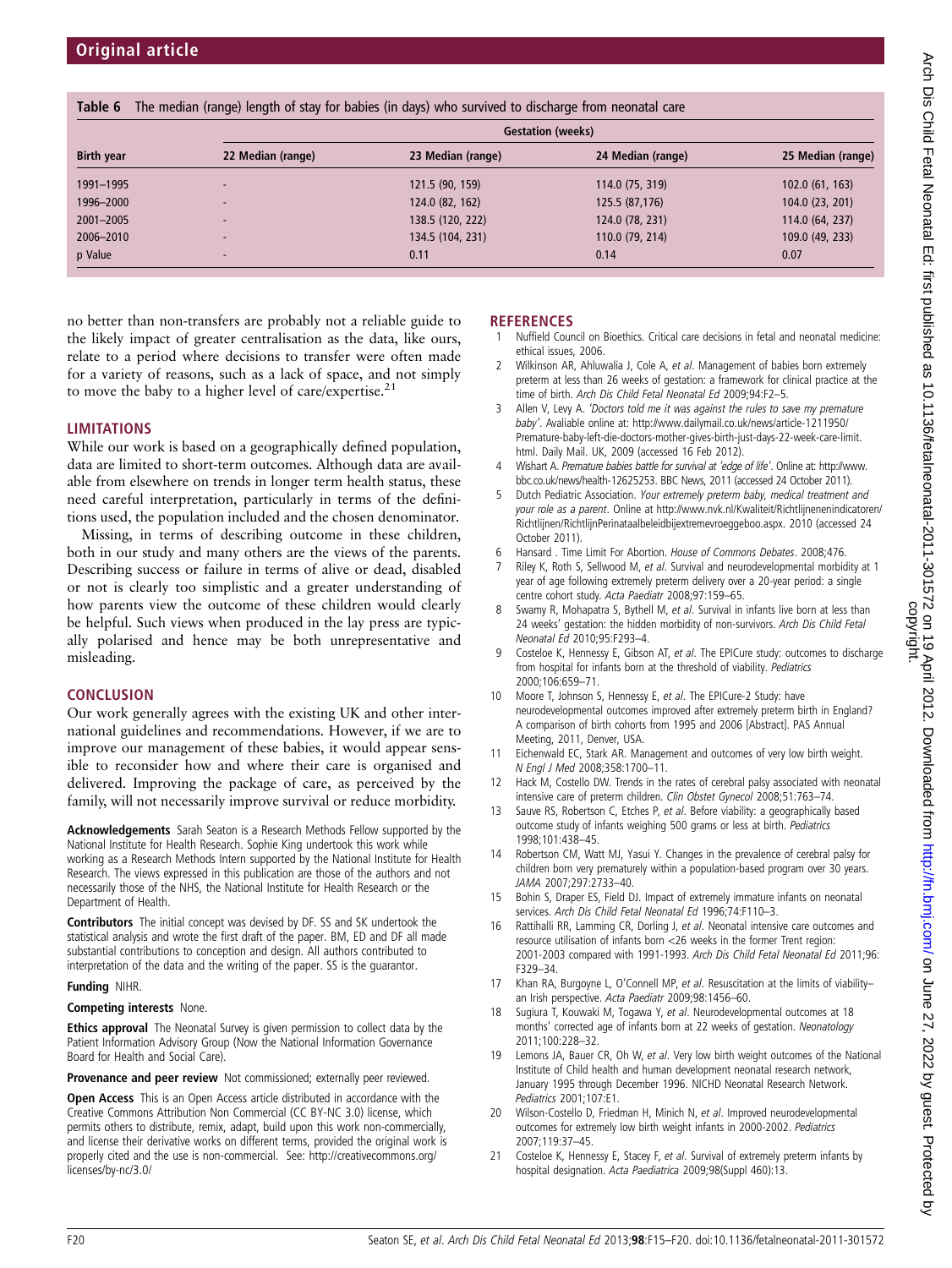**Table 6** The median (range) length of stay for babies (in days) who survived to discharge from neonatal care

| | Gestation (weeks) | | | |
|---|---|---|---|---|
| **Birth year** | **22 Median (range)** | **23 Median (range)** | **24 Median (range)** | **25 Median (range)** |
| 1991–1995 | - | 121.5 (90, 159) | 114.0 (75, 319) | 102.0 (61, 163) |
| 1996–2000 | - | 124.0 (82, 162) | 125.5 (87,176) | 104.0 (23, 201) |
| 2001–2005 | - | 138.5 (120, 222) | 124.0 (78, 231) | 114.0 (64, 237) |
| 2006–2010 | - | 134.5 (104, 231) | 110.0 (79, 214) | 109.0 (49, 233) |
| p Value | - | 0.11 | 0.14 | 0.07 |

no better than non-transfers are probably not a reliable guide to the likely impact of greater centralisation as the data, like ours, relate to a period where decisions to transfer were often made for a variety of reasons, such as a lack of space, and not simply to move the baby to a higher level of care/expertise.[21]

## LIMITATIONS

While our work is based on a geographically defined population, data are limited to short-term outcomes. Although data are available from elsewhere on trends in longer term health status, these need careful interpretation, particularly in terms of the definitions used, the population included and the chosen denominator.

Missing, in terms of describing outcome in these children, both in our study and many others are the views of the parents. Describing success or failure in terms of alive or dead, disabled or not is clearly too simplistic and a greater understanding of how parents view the outcome of these children would clearly be helpful. Such views when produced in the lay press are typically polarised and hence may be both unrepresentative and misleading.

## CONCLUSION

Our work generally agrees with the existing UK and other international guidelines and recommendations. However, if we are to improve our management of these babies, it would appear sensible to reconsider how and where their care is organised and delivered. Improving the package of care, as perceived by the family, will not necessarily improve survival or reduce morbidity.

**Acknowledgements** Sarah Seaton is a Research Methods Fellow supported by the National Institute for Health Research. Sophie King undertook this work while working as a Research Methods Intern supported by the National Institute for Health Research. The views expressed in this publication are those of the authors and not necessarily those of the NHS, the National Institute for Health Research or the Department of Health.

**Contributors** The initial concept was devised by DF. SS and SK undertook the statistical analysis and wrote the first draft of the paper. BM, ED and DF all made substantial contributions to conception and design. All authors contributed to interpretation of the data and the writing of the paper. SS is the guarantor.

**Funding** NIHR.

**Competing interests** None.

**Ethics approval** The Neonatal Survey is given permission to collect data by the Patient Information Advisory Group (Now the National Information Governance Board for Health and Social Care).

**Provenance and peer review** Not commissioned; externally peer reviewed.

**Open Access** This is an Open Access article distributed in accordance with the Creative Commons Attribution Non Commercial (CC BY-NC 3.0) license, which permits others to distribute, remix, adapt, build upon this work non-commercially, and license their derivative works on different terms, provided the original work is properly cited and the use is non-commercial. See: http://creativecommons.org/licenses/by-nc/3.0/

## REFERENCES

1. Nuffield Council on Bioethics. Critical care decisions in fetal and neonatal medicine: ethical issues, 2006.
2. Wilkinson AR, Ahluwalia J, Cole A, *et al*. Management of babies born extremely preterm at less than 26 weeks of gestation: a framework for clinical practice at the time of birth. *Arch Dis Child Fetal Neonatal Ed* 2009;94:F2–5.
3. Allen V, Levy A. *'Doctors told me it was against the rules to save my premature baby'*. Avaliable online at: http://www.dailymail.co.uk/news/article-1211950/Premature-baby-left-die-doctors-mother-gives-birth-just-days-22-week-care-limit.html. Daily Mail. UK, 2009 (accessed 16 Feb 2012).
4. Wishart A. *Premature babies battle for survival at 'edge of life'*. Online at: http://www.bbc.co.uk/news/health-12625253. BBC News, 2011 (accessed 24 October 2011).
5. Dutch Pediatric Association. *Your extremely preterm baby, medical treatment and your role as a parent*. Online at http://www.nvk.nl/Kwaliteit/Richtlijnenenindicatoren/Richtlijnen/RichtlijnPerinataalbeleidbijextremevroeggeboo.aspx. 2010 (accessed 24 October 2011).
6. Hansard . Time Limit For Abortion. *House of Commons Debates*. 2008;476.
7. Riley K, Roth S, Sellwood M, *et al*. Survival and neurodevelopmental morbidity at 1 year of age following extremely preterm delivery over a 20-year period: a single centre cohort study. *Acta Paediatr* 2008;97:159–65.
8. Swamy R, Mohapatra S, Bythell M, *et al*. Survival in infants live born at less than 24 weeks' gestation: the hidden morbidity of non-survivors. *Arch Dis Child Fetal Neonatal Ed* 2010;95:F293–4.
9. Costeloe K, Hennessy E, Gibson AT, *et al*. The EPICure study: outcomes to discharge from hospital for infants born at the threshold of viability. *Pediatrics* 2000;106:659–71.
10. Moore T, Johnson S, Hennessy E, *et al*. The EPICure-2 Study: have neurodevelopmental outcomes improved after extremely preterm birth in England? A comparison of birth cohorts from 1995 and 2006 [Abstract]. PAS Annual Meeting, 2011, Denver, USA.
11. Eichenwald EC, Stark AR. Management and outcomes of very low birth weight. *N Engl J Med* 2008;358:1700–11.
12. Hack M, Costello DW. Trends in the rates of cerebral palsy associated with neonatal intensive care of preterm children. *Clin Obstet Gynecol* 2008;51:763–74.
13. Sauve RS, Robertson C, Etches P, *et al*. Before viability: a geographically based outcome study of infants weighing 500 grams or less at birth. *Pediatrics* 1998;101:438–45.
14. Robertson CM, Watt MJ, Yasui Y. Changes in the prevalence of cerebral palsy for children born very prematurely within a population-based program over 30 years. *JAMA* 2007;297:2733–40.
15. Bohin S, Draper ES, Field DJ. Impact of extremely immature infants on neonatal services. *Arch Dis Child Fetal Neonatal Ed* 1996;74:F110–3.
16. Rattihalli RR, Lamming CR, Dorling J, *et al*. Neonatal intensive care outcomes and resource utilisation of infants born <26 weeks in the former Trent region: 2001-2003 compared with 1991-1993. *Arch Dis Child Fetal Neonatal Ed* 2011;96:F329–34.
17. Khan RA, Burgoyne L, O'Connell MP, *et al*. Resuscitation at the limits of viability–an Irish perspective. *Acta Paediatr* 2009;98:1456–60.
18. Sugiura T, Kouwaki M, Togawa Y, *et al*. Neurodevelopmental outcomes at 18 months' corrected age of infants born at 22 weeks of gestation. *Neonatology* 2011;100:228–32.
19. Lemons JA, Bauer CR, Oh W, *et al*. Very low birth weight outcomes of the National Institute of Child health and human development neonatal research network, January 1995 through December 1996. NICHD Neonatal Research Network. *Pediatrics* 2001;107:E1.
20. Wilson-Costello D, Friedman H, Minich N, *et al*. Improved neurodevelopmental outcomes for extremely low birth weight infants in 2000-2002. *Pediatrics* 2007;119:37–45.
21. Costeloe K, Hennessy E, Stacey F, *et al*. Survival of extremely preterm infants by hospital designation. *Acta Paediatrica* 2009;98(Suppl 460):13.